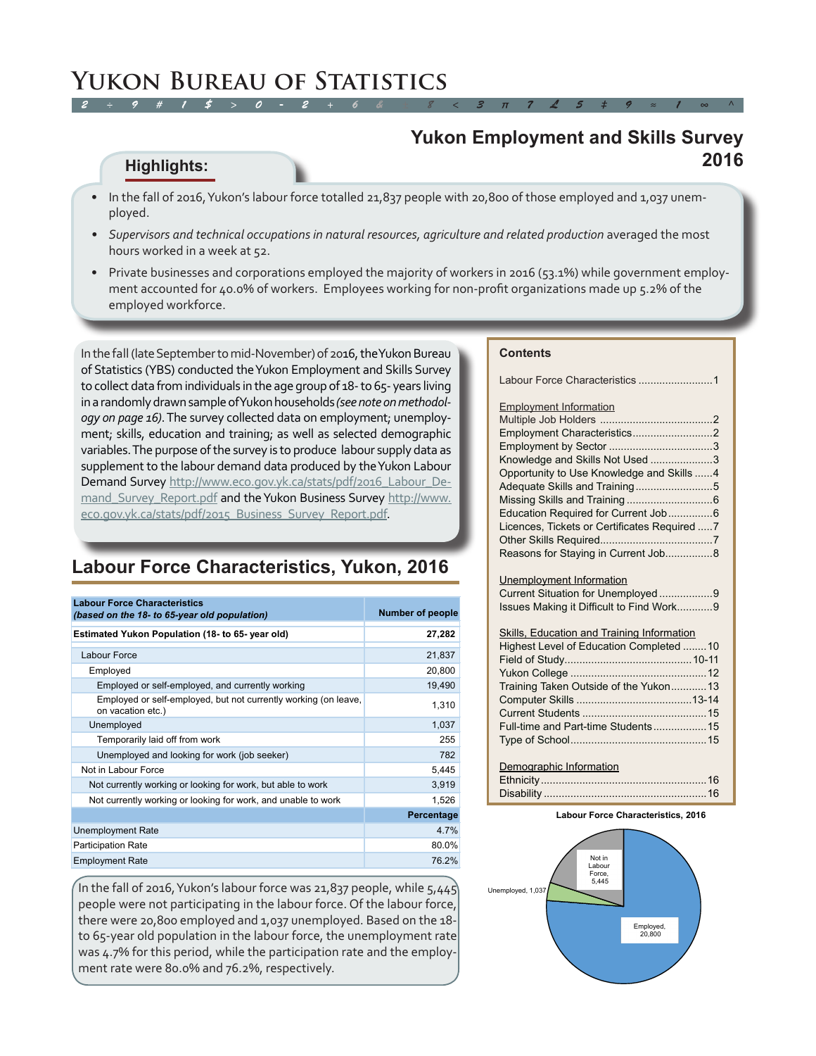# Yukon Bureau of Statistics

## Yukon Employment and Skills Survey 2016

### Highlights:

- In the fall of 2016, Yukon's labour force totalled 21,837 people with 20,800 of those employed and 1,037 unemployed.
- *Supervisors and technical occupations in natural resources, agriculture and related production* averaged the most hours worked in a week at 52.
- Private businesses and corporations employed the majority of workers in 2016 (53.1%) while government employment accounted for 40.0% of workers. Employees working for non-profit organizations made up 5.2% of the employed workforce.

In the fall (late September to mid-November) of 2016, the Yukon Bureau of Statistics (YBS) conducted the Yukon Employment and Skills Survey to collect data from individuals in the age group of 18- to 65- years living in a randomly drawn sample of Yukon households *(see note on methodology on page 16)*. The survey collected data on employment; unemployment; skills, education and training; as well as selected demographic variables. The purpose of the survey is to produce labour supply data as supplement to the labour demand data produced by the Yukon Labour Demand Survey http://www.eco.gov.yk.ca/stats/pdf/2016_Labour_Demand_Survey_Report.pdf and the Yukon Business Survey http://www.eco.gov.yk.ca/stats/pdf/2015_Business_Survey_Report.pdf.

### Contents

Labour Force Characteristics ....1

Employment Information
- Multiple Job Holders ....2
- Employment Characteristics ....2
- Employment by Sector ....3
- Knowledge and Skills Not Used ....3
- Opportunity to Use Knowledge and Skills ....4
- Adequate Skills and Training ....5
- Missing Skills and Training ....6
- Education Required for Current Job ....6
- Licences, Tickets or Certificates Required ....7
- Other Skills Required ....7
- Reasons for Staying in Current Job ....8

Unemployment Information
- Current Situation for Unemployed ....9
- Issues Making it Difficult to Find Work ....9

Skills, Education and Training Information
- Highest Level of Education Completed ....10
- Field of Study ....10-11
- Yukon College ....12
- Training Taken Outside of the Yukon ....13
- Computer Skills ....13-14
- Current Students ....15
- Full-time and Part-time Students ....15
- Type of School ....15

Demographic Information
- Ethnicity ....16
- Disability ....16

## Labour Force Characteristics, Yukon, 2016

| **Labour Force Characteristics** *(based on the 18- to 65-year old population)* | **Number of people** |
|---|---|
| **Estimated Yukon Population (18- to 65- year old)** | **27,282** |
| Labour Force | 21,837 |
| Employed | 20,800 |
| Employed or self-employed, and currently working | 19,490 |
| Employed or self-employed, but not currently working (on leave, on vacation etc.) | 1,310 |
| Unemployed | 1,037 |
| Temporarily laid off from work | 255 |
| Unemployed and looking for work (job seeker) | 782 |
| Not in Labour Force | 5,445 |
| Not currently working or looking for work, but able to work | 3,919 |
| Not currently working or looking for work, and unable to work | 1,526 |
| | **Percentage** |
| Unemployment Rate | 4.7% |
| Participation Rate | 80.0% |
| Employment Rate | 76.2% |

In the fall of 2016, Yukon's labour force was 21,837 people, while 5,445 people were not participating in the labour force. Of the labour force, there were 20,800 employed and 1,037 unemployed. Based on the 18- to 65-year old population in the labour force, the unemployment rate was 4.7% for this period, while the participation rate and the employment rate were 80.0% and 76.2%, respectively.

**Labour Force Characteristics, 2016**

Not in Labour Force, 5,445; Unemployed, 1,037; Employed, 20,800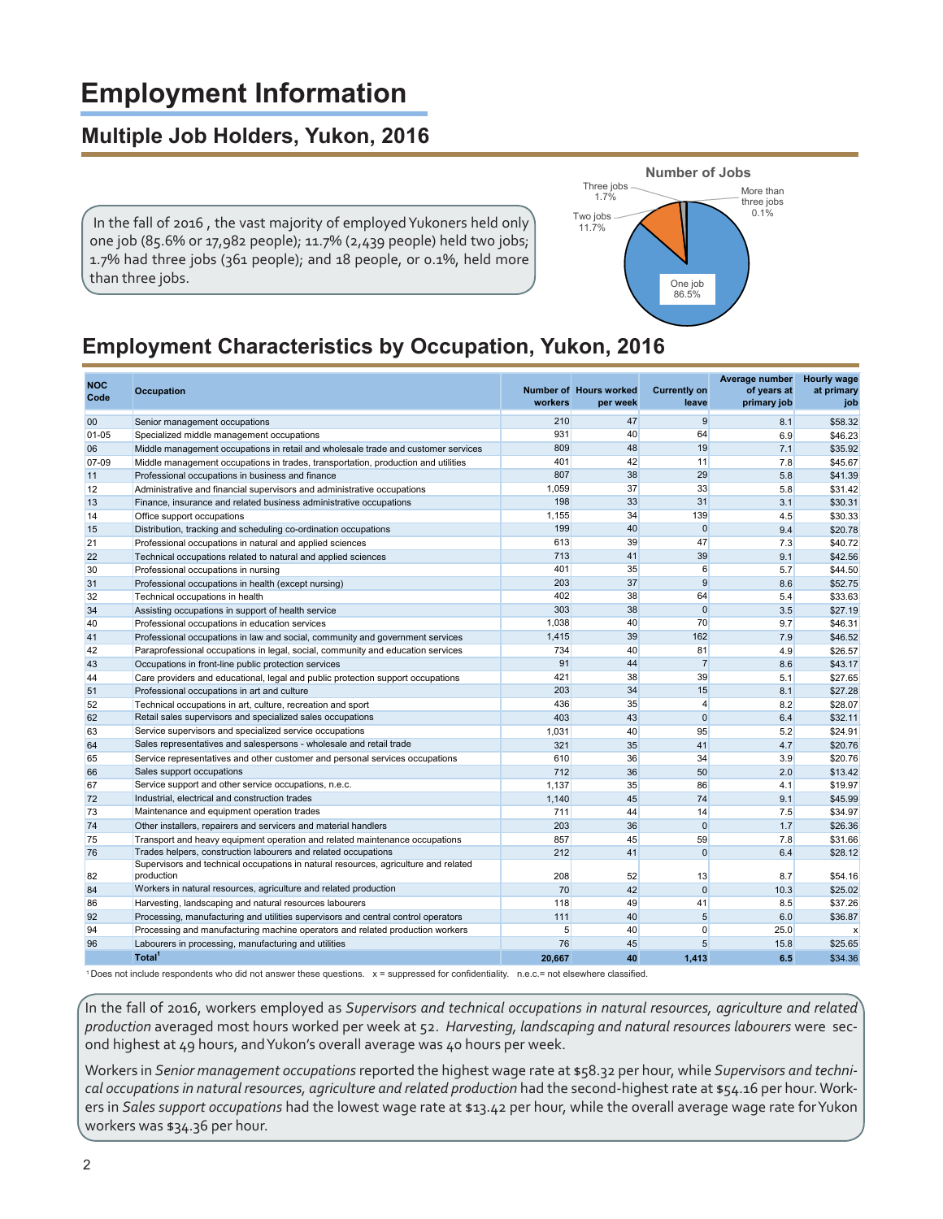# Employment Information

## Multiple Job Holders, Yukon, 2016

In the fall of 2016 , the vast majority of employed Yukoners held only one job (85.6% or 17,982 people); 11.7% (2,439 people) held two jobs; 1.7% had three jobs (361 people); and 18 people, or 0.1%, held more than three jobs.

**Number of Jobs**

- One job 86.5%
- Two jobs 11.7%
- Three jobs 1.7%
- More than three jobs 0.1%

## Employment Characteristics by Occupation, Yukon, 2016

| NOC Code | Occupation | Number of workers | Hours worked per week | Currently on leave | Average number of years at primary job | Hourly wage at primary job |
|---|---|---|---|---|---|---|
| 00 | Senior management occupations | 210 | 47 | 9 | 8.1 | $58.32 |
| 01-05 | Specialized middle management occupations | 931 | 40 | 64 | 6.9 | $46.23 |
| 06 | Middle management occupations in retail and wholesale trade and customer services | 809 | 48 | 19 | 7.1 | $35.92 |
| 07-09 | Middle management occupations in trades, transportation, production and utilities | 401 | 42 | 11 | 7.8 | $45.67 |
| 11 | Professional occupations in business and finance | 807 | 38 | 29 | 5.8 | $41.39 |
| 12 | Administrative and financial supervisors and administrative occupations | 1,059 | 37 | 33 | 5.8 | $31.42 |
| 13 | Finance, insurance and related business administrative occupations | 198 | 33 | 31 | 3.1 | $30.31 |
| 14 | Office support occupations | 1,155 | 34 | 139 | 4.5 | $30.33 |
| 15 | Distribution, tracking and scheduling co-ordination occupations | 199 | 40 | 0 | 9.4 | $20.78 |
| 21 | Professional occupations in natural and applied sciences | 613 | 39 | 47 | 7.3 | $40.72 |
| 22 | Technical occupations related to natural and applied sciences | 713 | 41 | 39 | 9.1 | $42.56 |
| 30 | Professional occupations in nursing | 401 | 35 | 6 | 5.7 | $44.50 |
| 31 | Professional occupations in health (except nursing) | 203 | 37 | 9 | 8.6 | $52.75 |
| 32 | Technical occupations in health | 402 | 38 | 64 | 5.4 | $33.63 |
| 34 | Assisting occupations in support of health service | 303 | 38 | 0 | 3.5 | $27.19 |
| 40 | Professional occupations in education services | 1,038 | 40 | 70 | 9.7 | $46.31 |
| 41 | Professional occupations in law and social, community and government services | 1,415 | 39 | 162 | 7.9 | $46.52 |
| 42 | Paraprofessional occupations in legal, social, community and education services | 734 | 40 | 81 | 4.9 | $26.57 |
| 43 | Occupations in front-line public protection services | 91 | 44 | 7 | 8.6 | $43.17 |
| 44 | Care providers and educational, legal and public protection support occupations | 421 | 38 | 39 | 5.1 | $27.65 |
| 51 | Professional occupations in art and culture | 203 | 34 | 15 | 8.1 | $27.28 |
| 52 | Technical occupations in art, culture, recreation and sport | 436 | 35 | 4 | 8.2 | $28.07 |
| 62 | Retail sales supervisors and specialized sales occupations | 403 | 43 | 0 | 6.4 | $32.11 |
| 63 | Service supervisors and specialized service occupations | 1,031 | 40 | 95 | 5.2 | $24.91 |
| 64 | Sales representatives and salespersons - wholesale and retail trade | 321 | 35 | 41 | 4.7 | $20.76 |
| 65 | Service representatives and other customer and personal services occupations | 610 | 36 | 34 | 3.9 | $20.76 |
| 66 | Sales support occupations | 712 | 36 | 50 | 2.0 | $13.42 |
| 67 | Service support and other service occupations, n.e.c. | 1,137 | 35 | 86 | 4.1 | $19.97 |
| 72 | Industrial, electrical and construction trades | 1,140 | 45 | 74 | 9.1 | $45.99 |
| 73 | Maintenance and equipment operation trades | 711 | 44 | 14 | 7.5 | $34.97 |
| 74 | Other installers, repairers and servicers and material handlers | 203 | 36 | 0 | 1.7 | $26.36 |
| 75 | Transport and heavy equipment operation and related maintenance occupations | 857 | 45 | 59 | 7.8 | $31.66 |
| 76 | Trades helpers, construction labourers and related occupations | 212 | 41 | 0 | 6.4 | $28.12 |
| 82 | Supervisors and technical occupations in natural resources, agriculture and related production | 208 | 52 | 13 | 8.7 | $54.16 |
| 84 | Workers in natural resources, agriculture and related production | 70 | 42 | 0 | 10.3 | $25.02 |
| 86 | Harvesting, landscaping and natural resources labourers | 118 | 49 | 41 | 8.5 | $37.26 |
| 92 | Processing, manufacturing and utilities supervisors and central control operators | 111 | 40 | 5 | 6.0 | $36.87 |
| 94 | Processing and manufacturing machine operators and related production workers | 5 | 40 | 0 | 25.0 | x |
| 96 | Labourers in processing, manufacturing and utilities | 76 | 45 | 5 | 15.8 | $25.65 |
| | **Total[1]** | **20,667** | **40** | **1,413** | **6.5** | **$34.36** |

[1] Does not include respondents who did not answer these questions. x = suppressed for confidentiality. n.e.c.= not elsewhere classified.

In the fall of 2016, workers employed as *Supervisors and technical occupations in natural resources, agriculture and related production* averaged most hours worked per week at 52. *Harvesting, landscaping and natural resources labourers* were second highest at 49 hours, and Yukon's overall average was 40 hours per week.

Workers in *Senior management occupations* reported the highest wage rate at $58.32 per hour, while *Supervisors and technical occupations in natural resources, agriculture and related production* had the second-highest rate at $54.16 per hour. Workers in *Sales support occupations* had the lowest wage rate at $13.42 per hour, while the overall average wage rate for Yukon workers was $34.36 per hour.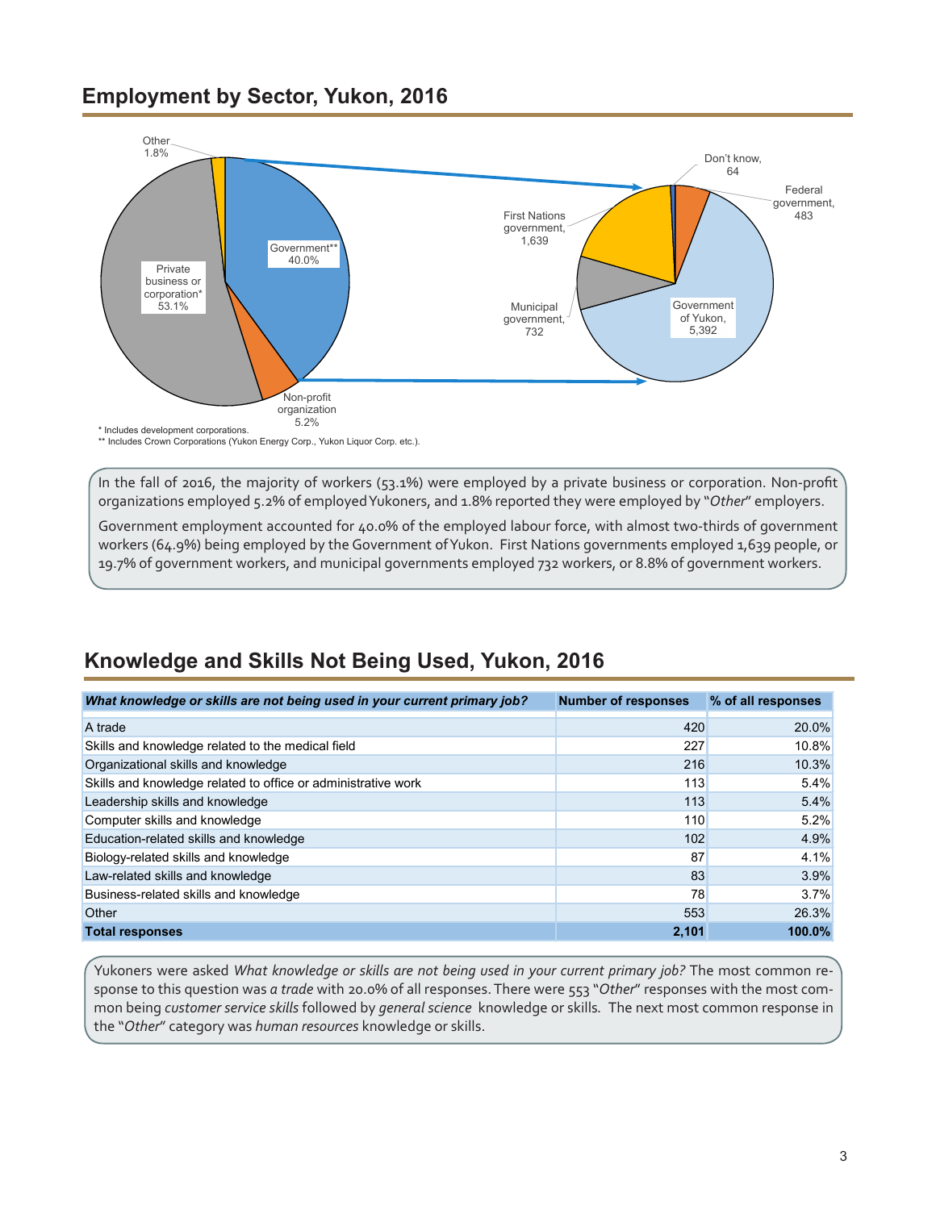## Employment by Sector, Yukon, 2016

Other 1.8%

Private business or corporation* 53.1%

Government** 40.0%

Non-profit organization 5.2%

Don't know, 64

Federal government, 483

First Nations government, 1,639

Municipal government, 732

Government of Yukon, 5,392

\* Includes development corporations.
\*\* Includes Crown Corporations (Yukon Energy Corp., Yukon Liquor Corp. etc.).

In the fall of 2016, the majority of workers (53.1%) were employed by a private business or corporation. Non-profit organizations employed 5.2% of employed Yukoners, and 1.8% reported they were employed by "*Other*" employers.

Government employment accounted for 40.0% of the employed labour force, with almost two-thirds of government workers (64.9%) being employed by the Government of Yukon. First Nations governments employed 1,639 people, or 19.7% of government workers, and municipal governments employed 732 workers, or 8.8% of government workers.

## Knowledge and Skills Not Being Used, Yukon, 2016

| ***What knowledge or skills are not being used in your current primary job?*** | **Number of responses** | **% of all responses** |
|---|---:|---:|
| A trade | 420 | 20.0% |
| Skills and knowledge related to the medical field | 227 | 10.8% |
| Organizational skills and knowledge | 216 | 10.3% |
| Skills and knowledge related to office or administrative work | 113 | 5.4% |
| Leadership skills and knowledge | 113 | 5.4% |
| Computer skills and knowledge | 110 | 5.2% |
| Education-related skills and knowledge | 102 | 4.9% |
| Biology-related skills and knowledge | 87 | 4.1% |
| Law-related skills and knowledge | 83 | 3.9% |
| Business-related skills and knowledge | 78 | 3.7% |
| Other | 553 | 26.3% |
| **Total responses** | **2,101** | **100.0%** |

Yukoners were asked *What knowledge or skills are not being used in your current primary job?* The most common response to this question was *a trade* with 20.0% of all responses. There were 553 "*Other*" responses with the most common being *customer service skills* followed by *general science* knowledge or skills. The next most common response in the "*Other*" category was *human resources* knowledge or skills.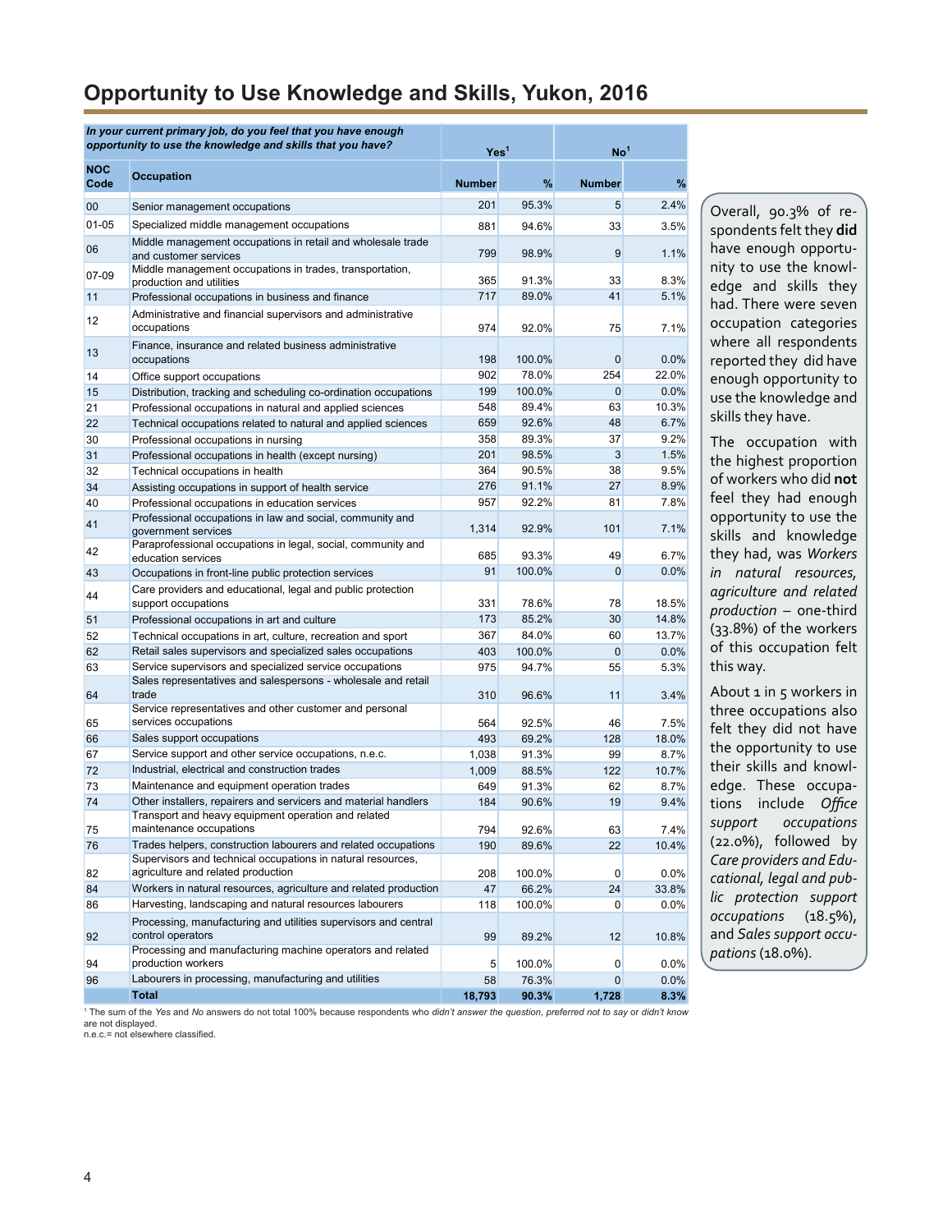# Opportunity to Use Knowledge and Skills, Yukon, 2016

| *In your current primary job, do you feel that you have enough opportunity to use the knowledge and skills that you have?* | | Yes[1] | | No[1] | |
|---|---|---|---|---|---|
| **NOC Code** | **Occupation** | **Number** | **%** | **Number** | **%** |
| 00 | Senior management occupations | 201 | 95.3% | 5 | 2.4% |
| 01-05 | Specialized middle management occupations | 881 | 94.6% | 33 | 3.5% |
| 06 | Middle management occupations in retail and wholesale trade and customer services | 799 | 98.9% | 9 | 1.1% |
| 07-09 | Middle management occupations in trades, transportation, production and utilities | 365 | 91.3% | 33 | 8.3% |
| 11 | Professional occupations in business and finance | 717 | 89.0% | 41 | 5.1% |
| 12 | Administrative and financial supervisors and administrative occupations | 974 | 92.0% | 75 | 7.1% |
| 13 | Finance, insurance and related business administrative occupations | 198 | 100.0% | 0 | 0.0% |
| 14 | Office support occupations | 902 | 78.0% | 254 | 22.0% |
| 15 | Distribution, tracking and scheduling co-ordination occupations | 199 | 100.0% | 0 | 0.0% |
| 21 | Professional occupations in natural and applied sciences | 548 | 89.4% | 63 | 10.3% |
| 22 | Technical occupations related to natural and applied sciences | 659 | 92.6% | 48 | 6.7% |
| 30 | Professional occupations in nursing | 358 | 89.3% | 37 | 9.2% |
| 31 | Professional occupations in health (except nursing) | 201 | 98.5% | 3 | 1.5% |
| 32 | Technical occupations in health | 364 | 90.5% | 38 | 9.5% |
| 34 | Assisting occupations in support of health service | 276 | 91.1% | 27 | 8.9% |
| 40 | Professional occupations in education services | 957 | 92.2% | 81 | 7.8% |
| 41 | Professional occupations in law and social, community and government services | 1,314 | 92.9% | 101 | 7.1% |
| 42 | Paraprofessional occupations in legal, social, community and education services | 685 | 93.3% | 49 | 6.7% |
| 43 | Occupations in front-line public protection services | 91 | 100.0% | 0 | 0.0% |
| 44 | Care providers and educational, legal and public protection support occupations | 331 | 78.6% | 78 | 18.5% |
| 51 | Professional occupations in art and culture | 173 | 85.2% | 30 | 14.8% |
| 52 | Technical occupations in art, culture, recreation and sport | 367 | 84.0% | 60 | 13.7% |
| 62 | Retail sales supervisors and specialized sales occupations | 403 | 100.0% | 0 | 0.0% |
| 63 | Service supervisors and specialized service occupations | 975 | 94.7% | 55 | 5.3% |
| 64 | Sales representatives and salespersons - wholesale and retail trade | 310 | 96.6% | 11 | 3.4% |
| 65 | Service representatives and other customer and personal services occupations | 564 | 92.5% | 46 | 7.5% |
| 66 | Sales support occupations | 493 | 69.2% | 128 | 18.0% |
| 67 | Service support and other service occupations, n.e.c. | 1,038 | 91.3% | 99 | 8.7% |
| 72 | Industrial, electrical and construction trades | 1,009 | 88.5% | 122 | 10.7% |
| 73 | Maintenance and equipment operation trades | 649 | 91.3% | 62 | 8.7% |
| 74 | Other installers, repairers and servicers and material handlers | 184 | 90.6% | 19 | 9.4% |
| 75 | Transport and heavy equipment operation and related maintenance occupations | 794 | 92.6% | 63 | 7.4% |
| 76 | Trades helpers, construction labourers and related occupations | 190 | 89.6% | 22 | 10.4% |
| 82 | Supervisors and technical occupations in natural resources, agriculture and related production | 208 | 100.0% | 0 | 0.0% |
| 84 | Workers in natural resources, agriculture and related production | 47 | 66.2% | 24 | 33.8% |
| 86 | Harvesting, landscaping and natural resources labourers | 118 | 100.0% | 0 | 0.0% |
| 92 | Processing, manufacturing and utilities supervisors and central control operators | 99 | 89.2% | 12 | 10.8% |
| 94 | Processing and manufacturing machine operators and related production workers | 5 | 100.0% | 0 | 0.0% |
| 96 | Labourers in processing, manufacturing and utilities | 58 | 76.3% | 0 | 0.0% |
| | **Total** | **18,793** | **90.3%** | **1,728** | **8.3%** |

[1] The sum of the *Yes* and *No* answers do not total 100% because respondents who *didn't answer the question, preferred not to say* or *didn't know* are not displayed.
n.e.c.= not elsewhere classified.

Overall, 90.3% of respondents felt they **did** have enough opportunity to use the knowledge and skills they had. There were seven occupation categories where all respondents reported they did have enough opportunity to use the knowledge and skills they have.

The occupation with the highest proportion of workers who did **not** feel they had enough opportunity to use the skills and knowledge they had, was *Workers in natural resources, agriculture and related production* – one-third (33.8%) of the workers of this occupation felt this way.

About 1 in 5 workers in three occupations also felt they did not have the opportunity to use their skills and knowledge. These occupations include *Office support occupations* (22.0%), followed by *Care providers and Educational, legal and public protection support occupations* (18.5%), and *Sales support occupations* (18.0%).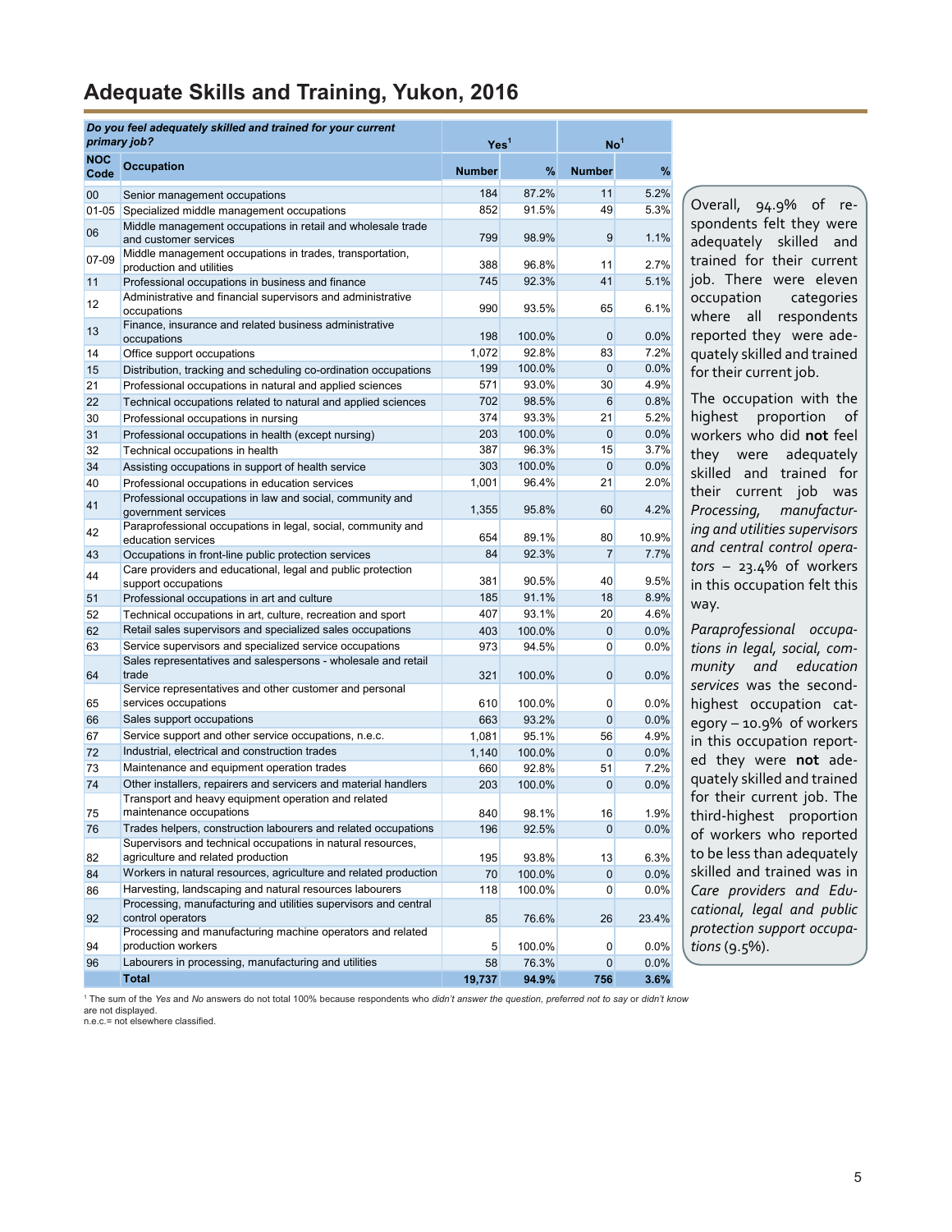# Adequate Skills and Training, Yukon, 2016

| *Do you feel adequately skilled and trained for your current primary job?* | | Yes[1] | | No[1] | |
|---|---|---|---|---|---|
| NOC Code | Occupation | Number | % | Number | % |
| 00 | Senior management occupations | 184 | 87.2% | 11 | 5.2% |
| 01-05 | Specialized middle management occupations | 852 | 91.5% | 49 | 5.3% |
| 06 | Middle management occupations in retail and wholesale trade and customer services | 799 | 98.9% | 9 | 1.1% |
| 07-09 | Middle management occupations in trades, transportation, production and utilities | 388 | 96.8% | 11 | 2.7% |
| 11 | Professional occupations in business and finance | 745 | 92.3% | 41 | 5.1% |
| 12 | Administrative and financial supervisors and administrative occupations | 990 | 93.5% | 65 | 6.1% |
| 13 | Finance, insurance and related business administrative occupations | 198 | 100.0% | 0 | 0.0% |
| 14 | Office support occupations | 1,072 | 92.8% | 83 | 7.2% |
| 15 | Distribution, tracking and scheduling co-ordination occupations | 199 | 100.0% | 0 | 0.0% |
| 21 | Professional occupations in natural and applied sciences | 571 | 93.0% | 30 | 4.9% |
| 22 | Technical occupations related to natural and applied sciences | 702 | 98.5% | 6 | 0.8% |
| 30 | Professional occupations in nursing | 374 | 93.3% | 21 | 5.2% |
| 31 | Professional occupations in health (except nursing) | 203 | 100.0% | 0 | 0.0% |
| 32 | Technical occupations in health | 387 | 96.3% | 15 | 3.7% |
| 34 | Assisting occupations in support of health service | 303 | 100.0% | 0 | 0.0% |
| 40 | Professional occupations in education services | 1,001 | 96.4% | 21 | 2.0% |
| 41 | Professional occupations in law and social, community and government services | 1,355 | 95.8% | 60 | 4.2% |
| 42 | Paraprofessional occupations in legal, social, community and education services | 654 | 89.1% | 80 | 10.9% |
| 43 | Occupations in front-line public protection services | 84 | 92.3% | 7 | 7.7% |
| 44 | Care providers and educational, legal and public protection support occupations | 381 | 90.5% | 40 | 9.5% |
| 51 | Professional occupations in art and culture | 185 | 91.1% | 18 | 8.9% |
| 52 | Technical occupations in art, culture, recreation and sport | 407 | 93.1% | 20 | 4.6% |
| 62 | Retail sales supervisors and specialized sales occupations | 403 | 100.0% | 0 | 0.0% |
| 63 | Service supervisors and specialized service occupations | 973 | 94.5% | 0 | 0.0% |
| 64 | Sales representatives and salespersons - wholesale and retail trade | 321 | 100.0% | 0 | 0.0% |
| 65 | Service representatives and other customer and personal services occupations | 610 | 100.0% | 0 | 0.0% |
| 66 | Sales support occupations | 663 | 93.2% | 0 | 0.0% |
| 67 | Service support and other service occupations, n.e.c. | 1,081 | 95.1% | 56 | 4.9% |
| 72 | Industrial, electrical and construction trades | 1,140 | 100.0% | 0 | 0.0% |
| 73 | Maintenance and equipment operation trades | 660 | 92.8% | 51 | 7.2% |
| 74 | Other installers, repairers and servicers and material handlers | 203 | 100.0% | 0 | 0.0% |
| 75 | Transport and heavy equipment operation and related maintenance occupations | 840 | 98.1% | 16 | 1.9% |
| 76 | Trades helpers, construction labourers and related occupations | 196 | 92.5% | 0 | 0.0% |
| 82 | Supervisors and technical occupations in natural resources, agriculture and related production | 195 | 93.8% | 13 | 6.3% |
| 84 | Workers in natural resources, agriculture and related production | 70 | 100.0% | 0 | 0.0% |
| 86 | Harvesting, landscaping and natural resources labourers | 118 | 100.0% | 0 | 0.0% |
| 92 | Processing, manufacturing and utilities supervisors and central control operators | 85 | 76.6% | 26 | 23.4% |
| 94 | Processing and manufacturing machine operators and related production workers | 5 | 100.0% | 0 | 0.0% |
| 96 | Labourers in processing, manufacturing and utilities | 58 | 76.3% | 0 | 0.0% |
| | **Total** | **19,737** | **94.9%** | **756** | **3.6%** |

[1] The sum of the *Yes* and *No* answers do not total 100% because respondents who *didn't answer the question, preferred not to say* or *didn't know* are not displayed.
n.e.c.= not elsewhere classified.

Overall, 94.9% of respondents felt they were adequately skilled and trained for their current job. There were eleven occupation categories where all respondents reported they were adequately skilled and trained for their current job.

The occupation with the highest proportion of workers who did **not** feel they were adequately skilled and trained for their current job was *Processing, manufacturing and utilities supervisors and central control operators* – 23.4% of workers in this occupation felt this way.

*Paraprofessional occupations in legal, social, community and education services* was the second-highest occupation category – 10.9% of workers in this occupation reported they were **not** adequately skilled and trained for their current job. The third-highest proportion of workers who reported to be less than adequately skilled and trained was in *Care providers and Educational, legal and public protection support occupations* (9.5%).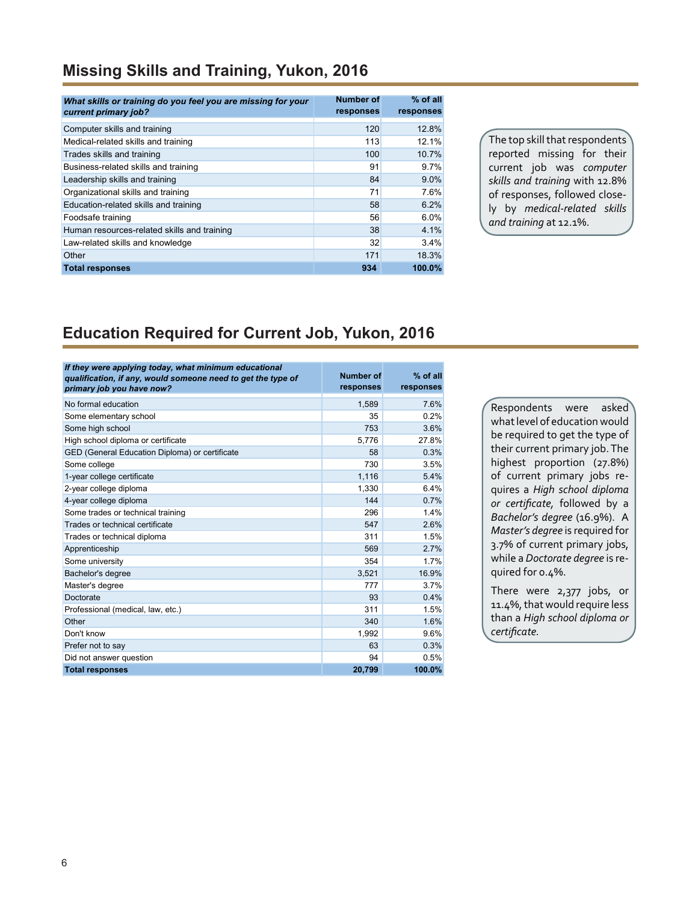## Missing Skills and Training, Yukon, 2016

| ***What skills or training do you feel you are missing for your current primary job?*** | **Number of responses** | **% of all responses** |
|---|---|---|
| Computer skills and training | 120 | 12.8% |
| Medical-related skills and training | 113 | 12.1% |
| Trades skills and training | 100 | 10.7% |
| Business-related skills and training | 91 | 9.7% |
| Leadership skills and training | 84 | 9.0% |
| Organizational skills and training | 71 | 7.6% |
| Education-related skills and training | 58 | 6.2% |
| Foodsafe training | 56 | 6.0% |
| Human resources-related skills and training | 38 | 4.1% |
| Law-related skills and knowledge | 32 | 3.4% |
| Other | 171 | 18.3% |
| **Total responses** | **934** | **100.0%** |

The top skill that respondents reported missing for their current job was *computer skills and training* with 12.8% of responses, followed closely by *medical-related skills and training* at 12.1%.

## Education Required for Current Job, Yukon, 2016

| ***If they were applying today, what minimum educational qualification, if any, would someone need to get the type of primary job you have now?*** | **Number of responses** | **% of all responses** |
|---|---|---|
| No formal education | 1,589 | 7.6% |
| Some elementary school | 35 | 0.2% |
| Some high school | 753 | 3.6% |
| High school diploma or certificate | 5,776 | 27.8% |
| GED (General Education Diploma) or certificate | 58 | 0.3% |
| Some college | 730 | 3.5% |
| 1-year college certificate | 1,116 | 5.4% |
| 2-year college diploma | 1,330 | 6.4% |
| 4-year college diploma | 144 | 0.7% |
| Some trades or technical training | 296 | 1.4% |
| Trades or technical certificate | 547 | 2.6% |
| Trades or technical diploma | 311 | 1.5% |
| Apprenticeship | 569 | 2.7% |
| Some university | 354 | 1.7% |
| Bachelor's degree | 3,521 | 16.9% |
| Master's degree | 777 | 3.7% |
| Doctorate | 93 | 0.4% |
| Professional (medical, law, etc.) | 311 | 1.5% |
| Other | 340 | 1.6% |
| Don't know | 1,992 | 9.6% |
| Prefer not to say | 63 | 0.3% |
| Did not answer question | 94 | 0.5% |
| **Total responses** | **20,799** | **100.0%** |

Respondents were asked what level of education would be required to get the type of their current primary job. The highest proportion (27.8%) of current primary jobs requires a *High school diploma or certificate*, followed by a *Bachelor's degree* (16.9%). A *Master's degree* is required for 3.7% of current primary jobs, while a *Doctorate degree* is required for 0.4%.

There were 2,377 jobs, or 11.4%, that would require less than a *High school diploma or certificate.*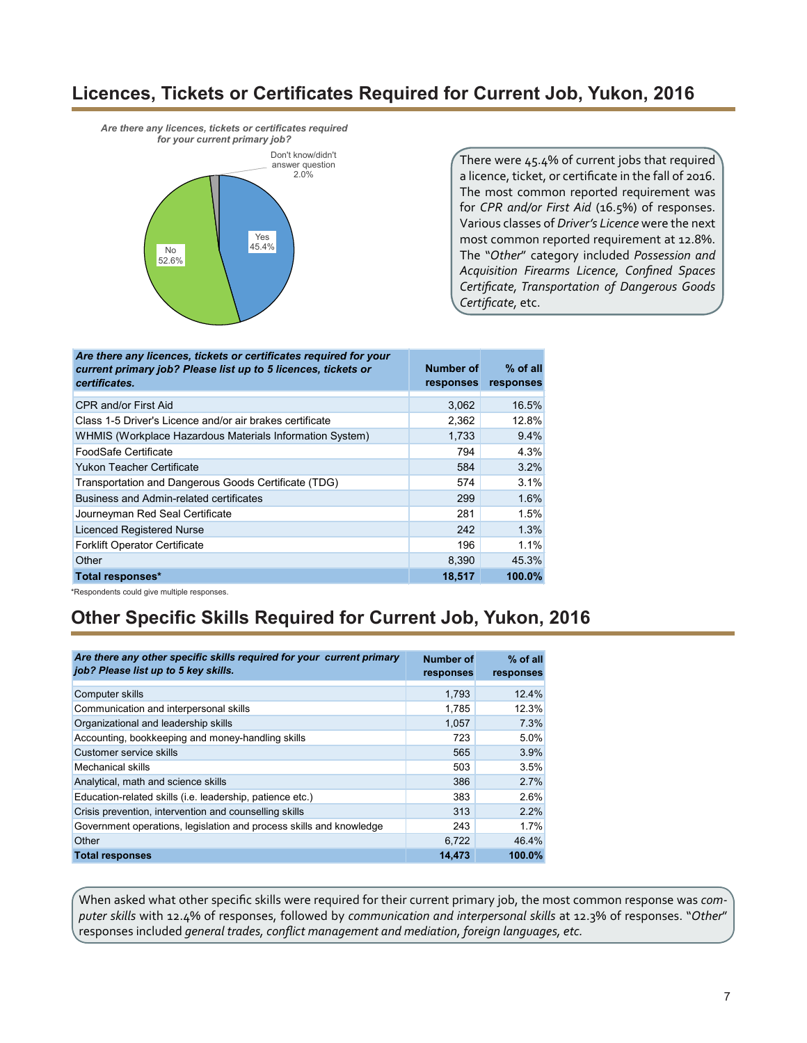## Licences, Tickets or Certificates Required for Current Job, Yukon, 2016

*Are there any licences, tickets or certificates required for your current primary job?*

Yes 45.4%
No 52.6%
Don't know/didn't answer question 2.0%

There were 45.4% of current jobs that required a licence, ticket, or certificate in the fall of 2016. The most common reported requirement was for *CPR and/or First Aid* (16.5%) of responses. Various classes of *Driver's Licence* were the next most common reported requirement at 12.8%. The "*Other*" category included *Possession and Acquisition Firearms Licence, Confined Spaces Certificate, Transportation of Dangerous Goods Certificate*, etc.

| *Are there any licences, tickets or certificates required for your current primary job? Please list up to 5 licences, tickets or certificates.* | Number of responses | % of all responses |
|---|---|---|
| CPR and/or First Aid | 3,062 | 16.5% |
| Class 1-5 Driver's Licence and/or air brakes certificate | 2,362 | 12.8% |
| WHMIS (Workplace Hazardous Materials Information System) | 1,733 | 9.4% |
| FoodSafe Certificate | 794 | 4.3% |
| Yukon Teacher Certificate | 584 | 3.2% |
| Transportation and Dangerous Goods Certificate (TDG) | 574 | 3.1% |
| Business and Admin-related certificates | 299 | 1.6% |
| Journeyman Red Seal Certificate | 281 | 1.5% |
| Licenced Registered Nurse | 242 | 1.3% |
| Forklift Operator Certificate | 196 | 1.1% |
| Other | 8,390 | 45.3% |
| **Total responses*** | **18,517** | **100.0%** |

*Respondents could give multiple responses.

## Other Specific Skills Required for Current Job, Yukon, 2016

| *Are there any other specific skills required for your current primary job? Please list up to 5 key skills.* | Number of responses | % of all responses |
|---|---|---|
| Computer skills | 1,793 | 12.4% |
| Communication and interpersonal skills | 1,785 | 12.3% |
| Organizational and leadership skills | 1,057 | 7.3% |
| Accounting, bookkeeping and money-handling skills | 723 | 5.0% |
| Customer service skills | 565 | 3.9% |
| Mechanical skills | 503 | 3.5% |
| Analytical, math and science skills | 386 | 2.7% |
| Education-related skills (i.e. leadership, patience etc.) | 383 | 2.6% |
| Crisis prevention, intervention and counselling skills | 313 | 2.2% |
| Government operations, legislation and process skills and knowledge | 243 | 1.7% |
| Other | 6,722 | 46.4% |
| **Total responses** | **14,473** | **100.0%** |

When asked what other specific skills were required for their current primary job, the most common response was *computer skills* with 12.4% of responses, followed by *communication and interpersonal skills* at 12.3% of responses. "*Other*" responses included *general trades, conflict management and mediation, foreign languages, etc.*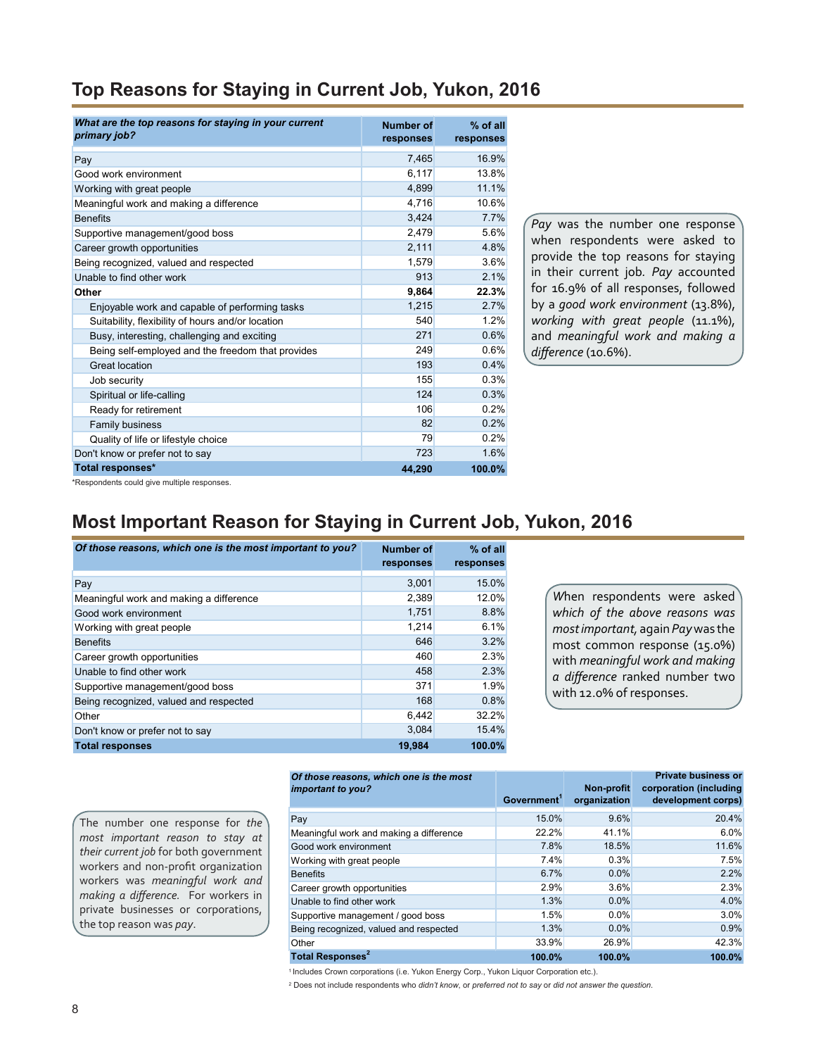## Top Reasons for Staying in Current Job, Yukon, 2016

| *What are the top reasons for staying in your current primary job?* | Number of responses | % of all responses |
|---|---|---|
| Pay | 7,465 | 16.9% |
| Good work environment | 6,117 | 13.8% |
| Working with great people | 4,899 | 11.1% |
| Meaningful work and making a difference | 4,716 | 10.6% |
| Benefits | 3,424 | 7.7% |
| Supportive management/good boss | 2,479 | 5.6% |
| Career growth opportunities | 2,111 | 4.8% |
| Being recognized, valued and respected | 1,579 | 3.6% |
| Unable to find other work | 913 | 2.1% |
| **Other** | **9,864** | **22.3%** |
| Enjoyable work and capable of performing tasks | 1,215 | 2.7% |
| Suitability, flexibility of hours and/or location | 540 | 1.2% |
| Busy, interesting, challenging and exciting | 271 | 0.6% |
| Being self-employed and the freedom that provides | 249 | 0.6% |
| Great location | 193 | 0.4% |
| Job security | 155 | 0.3% |
| Spiritual or life-calling | 124 | 0.3% |
| Ready for retirement | 106 | 0.2% |
| Family business | 82 | 0.2% |
| Quality of life or lifestyle choice | 79 | 0.2% |
| Don't know or prefer not to say | 723 | 1.6% |
| **Total responses*** | **44,290** | **100.0%** |

*Respondents could give multiple responses.

*Pay* was the number one response when respondents were asked to provide the top reasons for staying in their current job. *Pay* accounted for 16.9% of all responses, followed by a *good work environment* (13.8%), *working with great people* (11.1%), and *meaningful work and making a difference* (10.6%).

## Most Important Reason for Staying in Current Job, Yukon, 2016

| *Of those reasons, which one is the most important to you?* | Number of responses | % of all responses |
|---|---|---|
| Pay | 3,001 | 15.0% |
| Meaningful work and making a difference | 2,389 | 12.0% |
| Good work environment | 1,751 | 8.8% |
| Working with great people | 1,214 | 6.1% |
| Benefits | 646 | 3.2% |
| Career growth opportunities | 460 | 2.3% |
| Unable to find other work | 458 | 2.3% |
| Supportive management/good boss | 371 | 1.9% |
| Being recognized, valued and respected | 168 | 0.8% |
| Other | 6,442 | 32.2% |
| Don't know or prefer not to say | 3,084 | 15.4% |
| **Total responses** | **19,984** | **100.0%** |

When respondents were asked *which of the above reasons was most important*, again *Pay* was the most common response (15.0%) with *meaningful work and making a difference* ranked number two with 12.0% of responses.

| *Of those reasons, which one is the most important to you?* | Government[1] | Non-profit organization | Private business or corporation (including development corps) |
|---|---|---|---|
| Pay | 15.0% | 9.6% | 20.4% |
| Meaningful work and making a difference | 22.2% | 41.1% | 6.0% |
| Good work environment | 7.8% | 18.5% | 11.6% |
| Working with great people | 7.4% | 0.3% | 7.5% |
| Benefits | 6.7% | 0.0% | 2.2% |
| Career growth opportunities | 2.9% | 3.6% | 2.3% |
| Unable to find other work | 1.3% | 0.0% | 4.0% |
| Supportive management / good boss | 1.5% | 0.0% | 3.0% |
| Being recognized, valued and respected | 1.3% | 0.0% | 0.9% |
| Other | 33.9% | 26.9% | 42.3% |
| **Total Responses[2]** | **100.0%** | **100.0%** | **100.0%** |

[1] Includes Crown corporations (i.e. Yukon Energy Corp., Yukon Liquor Corporation etc.).

[2] Does not include respondents who *didn't know*, or *preferred not to say* or *did not answer the question*.

The number one response for the *most important reason to stay at their current job* for both government workers and non-profit organization workers was *meaningful work and making a difference.* For workers in private businesses or corporations, the top reason was *pay*.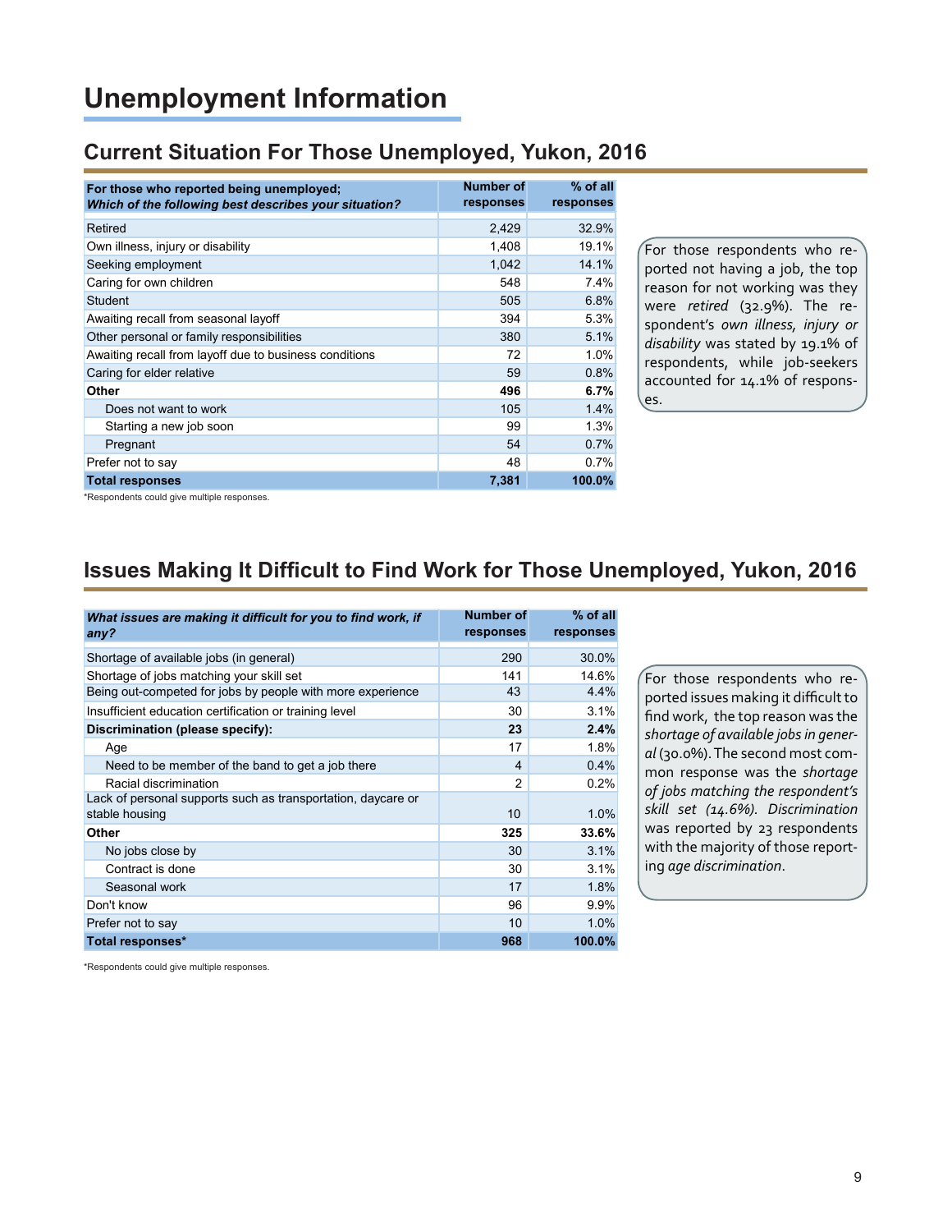# Unemployment Information

## Current Situation For Those Unemployed, Yukon, 2016

| For those who reported being unemployed; *Which of the following best describes your situation?* | Number of responses | % of all responses |
|---|---|---|
| Retired | 2,429 | 32.9% |
| Own illness, injury or disability | 1,408 | 19.1% |
| Seeking employment | 1,042 | 14.1% |
| Caring for own children | 548 | 7.4% |
| Student | 505 | 6.8% |
| Awaiting recall from seasonal layoff | 394 | 5.3% |
| Other personal or family responsibilities | 380 | 5.1% |
| Awaiting recall from layoff due to business conditions | 72 | 1.0% |
| Caring for elder relative | 59 | 0.8% |
| **Other** | **496** | **6.7%** |
| Does not want to work | 105 | 1.4% |
| Starting a new job soon | 99 | 1.3% |
| Pregnant | 54 | 0.7% |
| Prefer not to say | 48 | 0.7% |
| **Total responses** | **7,381** | **100.0%** |

*Respondents could give multiple responses.

For those respondents who reported not having a job, the top reason for not working was they were *retired* (32.9%). The respondent's *own illness, injury or disability* was stated by 19.1% of respondents, while job-seekers accounted for 14.1% of responses.

## Issues Making It Difficult to Find Work for Those Unemployed, Yukon, 2016

| *What issues are making it difficult for you to find work, if any?* | Number of responses | % of all responses |
|---|---|---|
| Shortage of available jobs (in general) | 290 | 30.0% |
| Shortage of jobs matching your skill set | 141 | 14.6% |
| Being out-competed for jobs by people with more experience | 43 | 4.4% |
| Insufficient education certification or training level | 30 | 3.1% |
| **Discrimination (please specify):** | **23** | **2.4%** |
| Age | 17 | 1.8% |
| Need to be member of the band to get a job there | 4 | 0.4% |
| Racial discrimination | 2 | 0.2% |
| Lack of personal supports such as transportation, daycare or stable housing | 10 | 1.0% |
| **Other** | **325** | **33.6%** |
| No jobs close by | 30 | 3.1% |
| Contract is done | 30 | 3.1% |
| Seasonal work | 17 | 1.8% |
| Don't know | 96 | 9.9% |
| Prefer not to say | 10 | 1.0% |
| **Total responses*** | **968** | **100.0%** |

*Respondents could give multiple responses.

For those respondents who reported issues making it difficult to find work, the top reason was the *shortage of available jobs in general* (30.0%). The second most common response was the *shortage of jobs matching the respondent's skill set (14.6%). Discrimination* was reported by 23 respondents with the majority of those reporting *age discrimination*.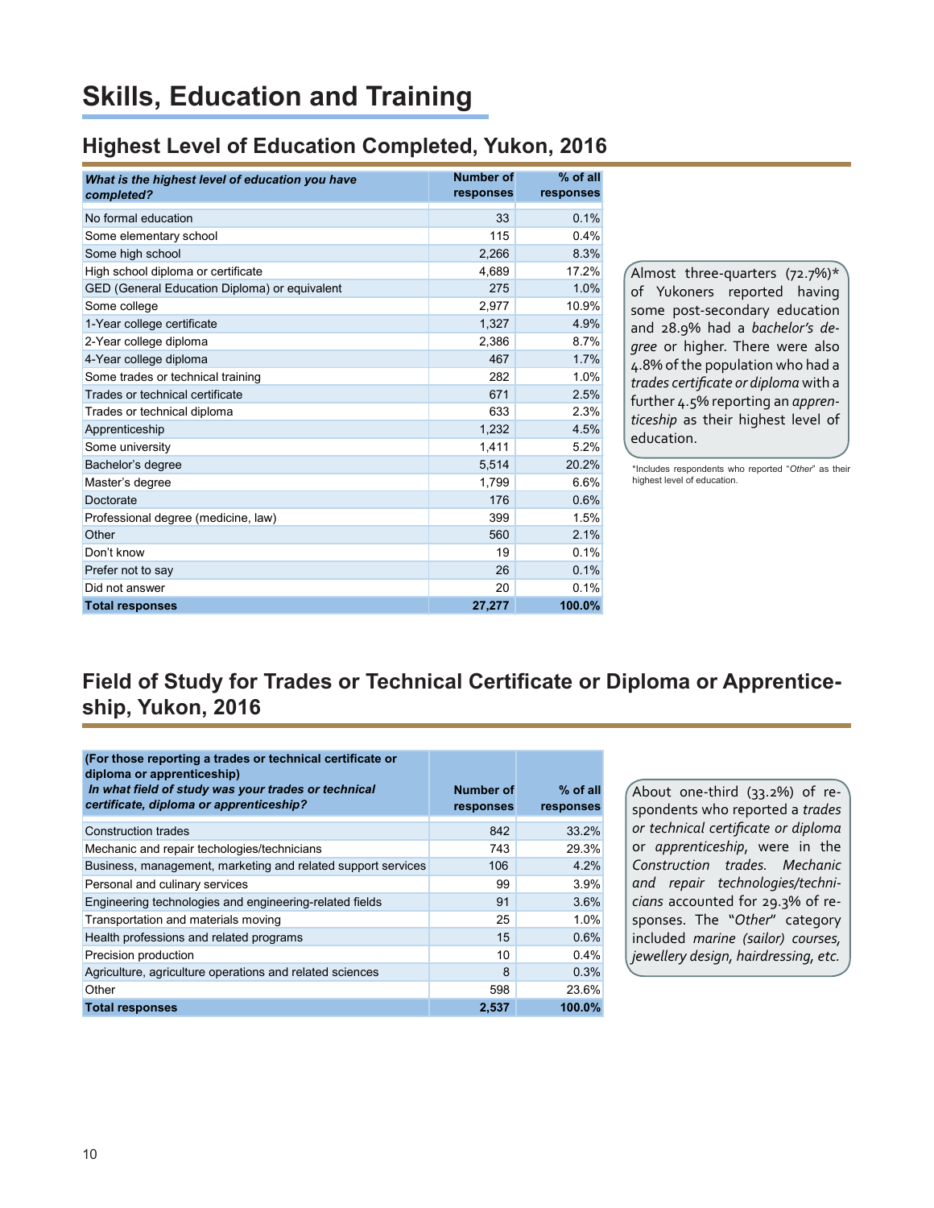# Skills, Education and Training

## Highest Level of Education Completed, Yukon, 2016

| *What is the highest level of education you have completed?* | Number of responses | % of all responses |
|---|---|---|
| No formal education | 33 | 0.1% |
| Some elementary school | 115 | 0.4% |
| Some high school | 2,266 | 8.3% |
| High school diploma or certificate | 4,689 | 17.2% |
| GED (General Education Diploma) or equivalent | 275 | 1.0% |
| Some college | 2,977 | 10.9% |
| 1-Year college certificate | 1,327 | 4.9% |
| 2-Year college diploma | 2,386 | 8.7% |
| 4-Year college diploma | 467 | 1.7% |
| Some trades or technical training | 282 | 1.0% |
| Trades or technical certificate | 671 | 2.5% |
| Trades or technical diploma | 633 | 2.3% |
| Apprenticeship | 1,232 | 4.5% |
| Some university | 1,411 | 5.2% |
| Bachelor's degree | 5,514 | 20.2% |
| Master's degree | 1,799 | 6.6% |
| Doctorate | 176 | 0.6% |
| Professional degree (medicine, law) | 399 | 1.5% |
| Other | 560 | 2.1% |
| Don't know | 19 | 0.1% |
| Prefer not to say | 26 | 0.1% |
| Did not answer | 20 | 0.1% |
| **Total responses** | **27,277** | **100.0%** |

Almost three-quarters (72.7%)* of Yukoners reported having some post-secondary education and 28.9% had a *bachelor's degree* or higher. There were also 4.8% of the population who had a *trades certificate or diploma* with a further 4.5% reporting an *apprenticeship* as their highest level of education.

*Includes respondents who reported "*Other*" as their highest level of education.

## Field of Study for Trades or Technical Certificate or Diploma or Apprenticeship, Yukon, 2016

| (For those reporting a trades or technical certificate or diploma or apprenticeship) *In what field of study was your trades or technical certificate, diploma or apprenticeship?* | Number of responses | % of all responses |
|---|---|---|
| Construction trades | 842 | 33.2% |
| Mechanic and repair techologies/technicians | 743 | 29.3% |
| Business, management, marketing and related support services | 106 | 4.2% |
| Personal and culinary services | 99 | 3.9% |
| Engineering technologies and engineering-related fields | 91 | 3.6% |
| Transportation and materials moving | 25 | 1.0% |
| Health professions and related programs | 15 | 0.6% |
| Precision production | 10 | 0.4% |
| Agriculture, agriculture operations and related sciences | 8 | 0.3% |
| Other | 598 | 23.6% |
| **Total responses** | **2,537** | **100.0%** |

About one-third (33.2%) of respondents who reported a *trades or technical certificate or diploma* or *apprenticeship*, were in the *Construction trades*. *Mechanic and repair technologies/technicians* accounted for 29.3% of responses. The "*Other*" category included *marine (sailor) courses, jewellery design, hairdressing, etc.*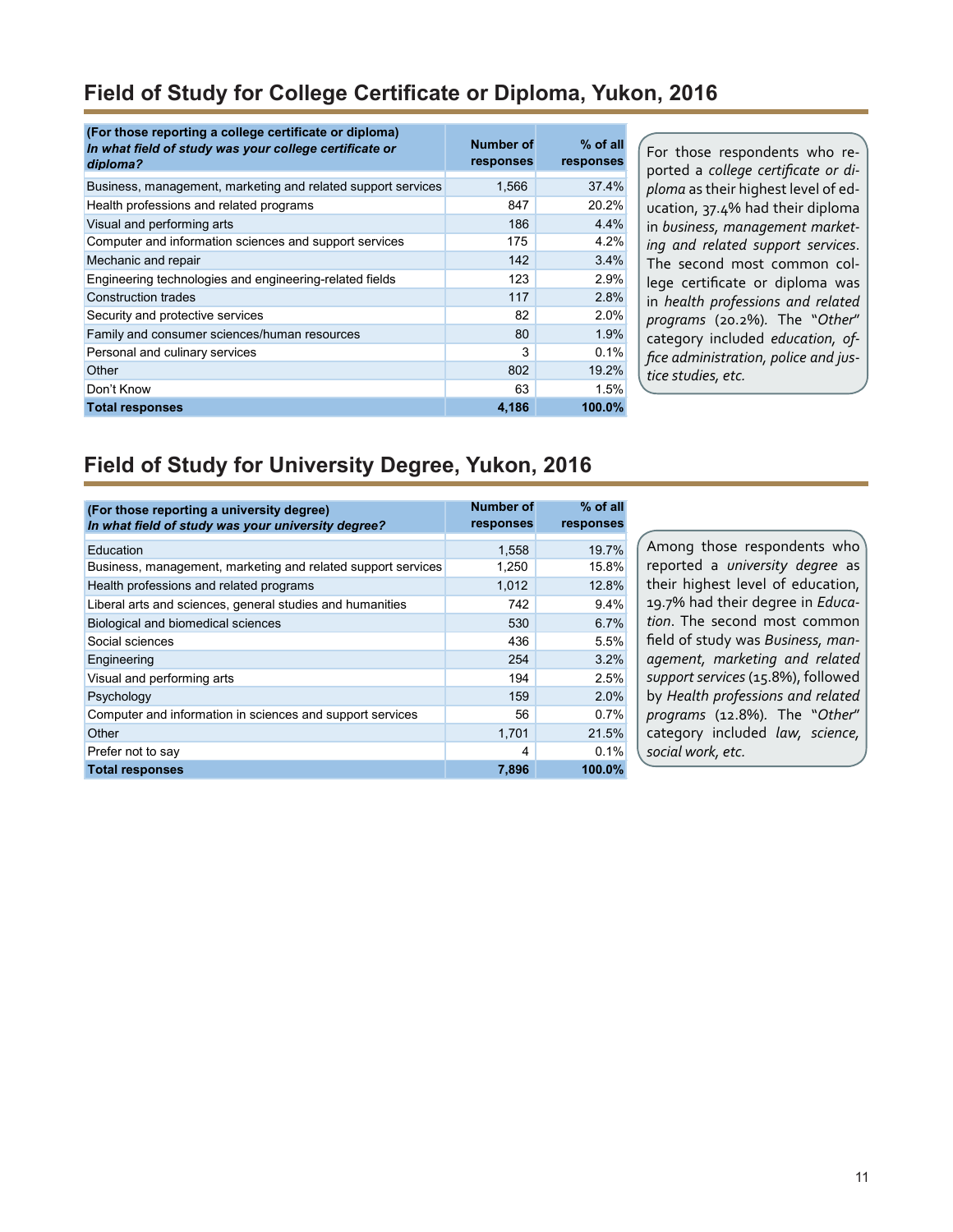## Field of Study for College Certificate or Diploma, Yukon, 2016

| **(For those reporting a college certificate or diploma)** ***In what field of study was your college certificate or diploma?*** | **Number of responses** | **% of all responses** |
|---|---|---|
| Business, management, marketing and related support services | 1,566 | 37.4% |
| Health professions and related programs | 847 | 20.2% |
| Visual and performing arts | 186 | 4.4% |
| Computer and information sciences and support services | 175 | 4.2% |
| Mechanic and repair | 142 | 3.4% |
| Engineering technologies and engineering-related fields | 123 | 2.9% |
| Construction trades | 117 | 2.8% |
| Security and protective services | 82 | 2.0% |
| Family and consumer sciences/human resources | 80 | 1.9% |
| Personal and culinary services | 3 | 0.1% |
| Other | 802 | 19.2% |
| Don't Know | 63 | 1.5% |
| **Total responses** | **4,186** | **100.0%** |

For those respondents who reported a *college certificate or diploma* as their highest level of education, 37.4% had their diploma in *business, management marketing and related support services*. The second most common college certificate or diploma was in *health professions and related programs* (20.2%). The "*Other*" category included *education, office administration, police and justice studies, etc.*

## Field of Study for University Degree, Yukon, 2016

| **(For those reporting a university degree)** ***In what field of study was your university degree?*** | **Number of responses** | **% of all responses** |
|---|---|---|
| Education | 1,558 | 19.7% |
| Business, management, marketing and related support services | 1,250 | 15.8% |
| Health professions and related programs | 1,012 | 12.8% |
| Liberal arts and sciences, general studies and humanities | 742 | 9.4% |
| Biological and biomedical sciences | 530 | 6.7% |
| Social sciences | 436 | 5.5% |
| Engineering | 254 | 3.2% |
| Visual and performing arts | 194 | 2.5% |
| Psychology | 159 | 2.0% |
| Computer and information in sciences and support services | 56 | 0.7% |
| Other | 1,701 | 21.5% |
| Prefer not to say | 4 | 0.1% |
| **Total responses** | **7,896** | **100.0%** |

Among those respondents who reported a *university degree* as their highest level of education, 19.7% had their degree in *Education*. The second most common field of study was *Business, management, marketing and related support services* (15.8%), followed by *Health professions and related programs* (12.8%). The "*Other*" category included *law, science, social work, etc.*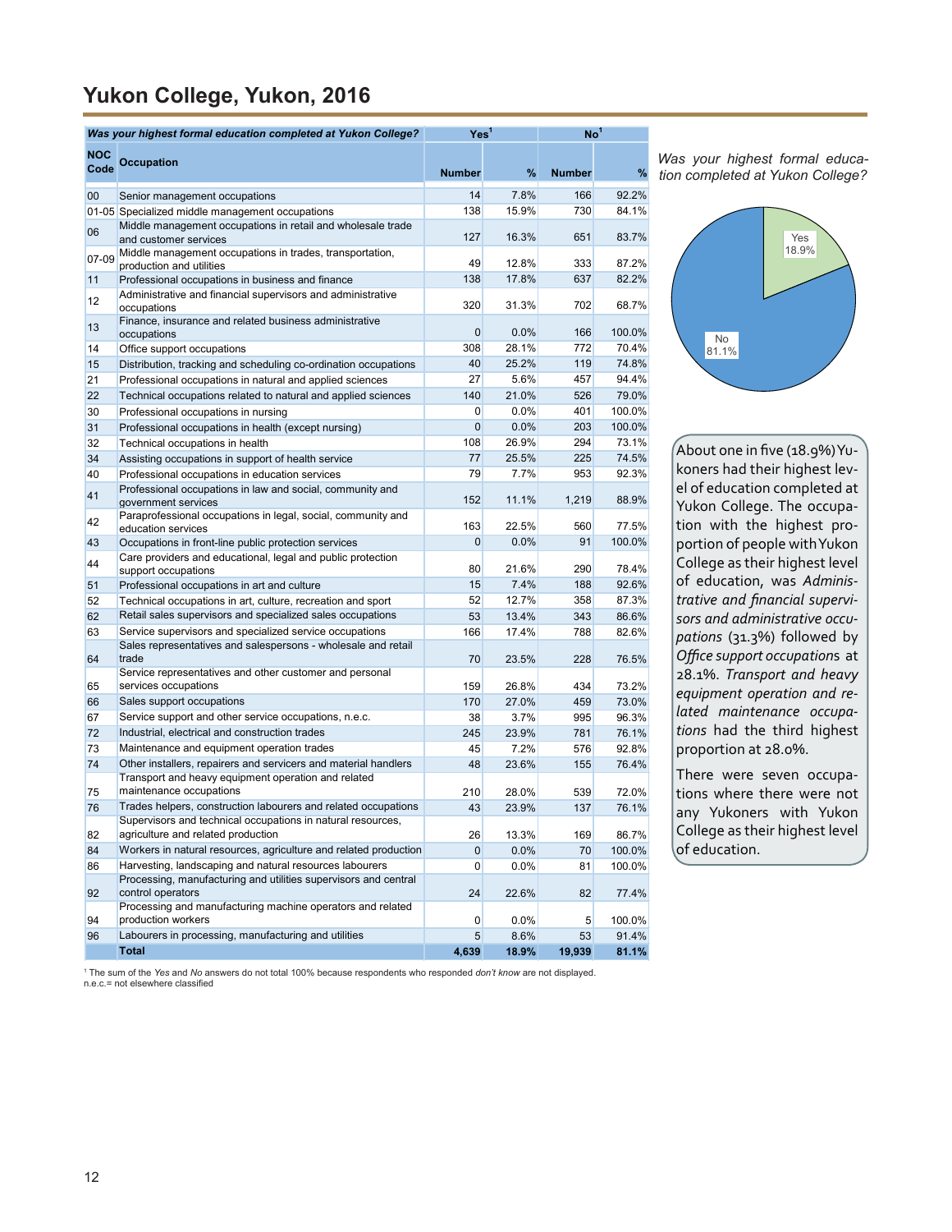# Yukon College, Yukon, 2016

| NOC Code | Occupation | Yes[1] Number | Yes[1] % | No[1] Number | No[1] % |
|---|---|---|---|---|---|
| 00 | Senior management occupations | 14 | 7.8% | 166 | 92.2% |
| 01-05 | Specialized middle management occupations | 138 | 15.9% | 730 | 84.1% |
| 06 | Middle management occupations in retail and wholesale trade and customer services | 127 | 16.3% | 651 | 83.7% |
| 07-09 | Middle management occupations in trades, transportation, production and utilities | 49 | 12.8% | 333 | 87.2% |
| 11 | Professional occupations in business and finance | 138 | 17.8% | 637 | 82.2% |
| 12 | Administrative and financial supervisors and administrative occupations | 320 | 31.3% | 702 | 68.7% |
| 13 | Finance, insurance and related business administrative occupations | 0 | 0.0% | 166 | 100.0% |
| 14 | Office support occupations | 308 | 28.1% | 772 | 70.4% |
| 15 | Distribution, tracking and scheduling co-ordination occupations | 40 | 25.2% | 119 | 74.8% |
| 21 | Professional occupations in natural and applied sciences | 27 | 5.6% | 457 | 94.4% |
| 22 | Technical occupations related to natural and applied sciences | 140 | 21.0% | 526 | 79.0% |
| 30 | Professional occupations in nursing | 0 | 0.0% | 401 | 100.0% |
| 31 | Professional occupations in health (except nursing) | 0 | 0.0% | 203 | 100.0% |
| 32 | Technical occupations in health | 108 | 26.9% | 294 | 73.1% |
| 34 | Assisting occupations in support of health service | 77 | 25.5% | 225 | 74.5% |
| 40 | Professional occupations in education services | 79 | 7.7% | 953 | 92.3% |
| 41 | Professional occupations in law and social, community and government services | 152 | 11.1% | 1,219 | 88.9% |
| 42 | Paraprofessional occupations in legal, social, community and education services | 163 | 22.5% | 560 | 77.5% |
| 43 | Occupations in front-line public protection services | 0 | 0.0% | 91 | 100.0% |
| 44 | Care providers and educational, legal and public protection support occupations | 80 | 21.6% | 290 | 78.4% |
| 51 | Professional occupations in art and culture | 15 | 7.4% | 188 | 92.6% |
| 52 | Technical occupations in art, culture, recreation and sport | 52 | 12.7% | 358 | 87.3% |
| 62 | Retail sales supervisors and specialized sales occupations | 53 | 13.4% | 343 | 86.6% |
| 63 | Service supervisors and specialized service occupations | 166 | 17.4% | 788 | 82.6% |
| 64 | Sales representatives and salespersons - wholesale and retail trade | 70 | 23.5% | 228 | 76.5% |
| 65 | Service representatives and other customer and personal services occupations | 159 | 26.8% | 434 | 73.2% |
| 66 | Sales support occupations | 170 | 27.0% | 459 | 73.0% |
| 67 | Service support and other service occupations, n.e.c. | 38 | 3.7% | 995 | 96.3% |
| 72 | Industrial, electrical and construction trades | 245 | 23.9% | 781 | 76.1% |
| 73 | Maintenance and equipment operation trades | 45 | 7.2% | 576 | 92.8% |
| 74 | Other installers, repairers and servicers and material handlers | 48 | 23.6% | 155 | 76.4% |
| 75 | Transport and heavy equipment operation and related maintenance occupations | 210 | 28.0% | 539 | 72.0% |
| 76 | Trades helpers, construction labourers and related occupations | 43 | 23.9% | 137 | 76.1% |
| 82 | Supervisors and technical occupations in natural resources, agriculture and related production | 26 | 13.3% | 169 | 86.7% |
| 84 | Workers in natural resources, agriculture and related production | 0 | 0.0% | 70 | 100.0% |
| 86 | Harvesting, landscaping and natural resources labourers | 0 | 0.0% | 81 | 100.0% |
| 92 | Processing, manufacturing and utilities supervisors and central control operators | 24 | 22.6% | 82 | 77.4% |
| 94 | Processing and manufacturing machine operators and related production workers | 0 | 0.0% | 5 | 100.0% |
| 96 | Labourers in processing, manufacturing and utilities | 5 | 8.6% | 53 | 91.4% |
| | **Total** | **4,639** | **18.9%** | **19,939** | **81.1%** |

Table question: *Was your highest formal education completed at Yukon College?*

[1] The sum of the *Yes* and *No* answers do not total 100% because respondents who responded *don't know* are not displayed.
n.e.c.= not elsewhere classified

*Was your highest formal education completed at Yukon College?*

Yes 18.9%
No 81.1%

About one in five (18.9%) Yukoners had their highest level of education completed at Yukon College. The occupation with the highest proportion of people with Yukon College as their highest level of education, was *Administrative and financial supervisors and administrative occupations* (31.3%) followed by *Office support occupation*s at 28.1%. *Transport and heavy equipment operation and related maintenance occupations* had the third highest proportion at 28.0%.

There were seven occupations where there were not any Yukoners with Yukon College as their highest level of education.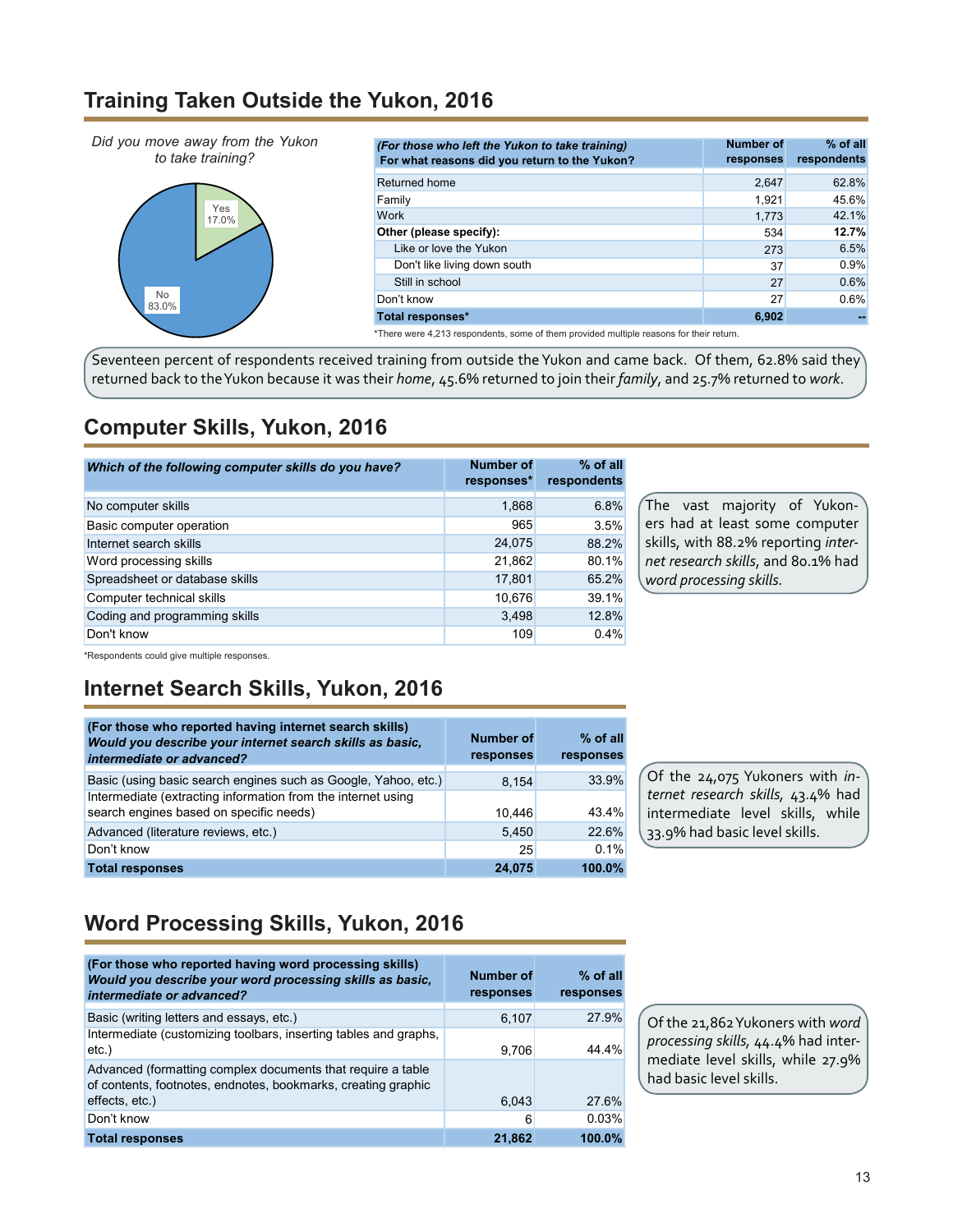## Training Taken Outside the Yukon, 2016

*Did you move away from the Yukon to take training?*

- Yes 17.0%
- No 83.0%

| *(For those who left the Yukon to take training)* **For what reasons did you return to the Yukon?** | Number of responses | % of all respondents |
|---|---|---|
| Returned home | 2,647 | 62.8% |
| Family | 1,921 | 45.6% |
| Work | 1,773 | 42.1% |
| **Other (please specify):** | 534 | **12.7%** |
| Like or love the Yukon | 273 | 6.5% |
| Don't like living down south | 37 | 0.9% |
| Still in school | 27 | 0.6% |
| Don't know | 27 | 0.6% |
| **Total responses*** | **6,902** | **--** |

*There were 4,213 respondents, some of them provided multiple reasons for their return.

Seventeen percent of respondents received training from outside the Yukon and came back. Of them, 62.8% said they returned back to the Yukon because it was their *home*, 45.6% returned to join their *family*, and 25.7% returned to *work*.

## Computer Skills, Yukon, 2016

| *Which of the following computer skills do you have?* | Number of responses* | % of all respondents |
|---|---|---|
| No computer skills | 1,868 | 6.8% |
| Basic computer operation | 965 | 3.5% |
| Internet search skills | 24,075 | 88.2% |
| Word processing skills | 21,862 | 80.1% |
| Spreadsheet or database skills | 17,801 | 65.2% |
| Computer technical skills | 10,676 | 39.1% |
| Coding and programming skills | 3,498 | 12.8% |
| Don't know | 109 | 0.4% |

*Respondents could give multiple responses.

The vast majority of Yukoners had at least some computer skills, with 88.2% reporting *internet research skills*, and 80.1% had *word processing skills.*

## Internet Search Skills, Yukon, 2016

| **(For those who reported having internet search skills)** ***Would you describe your internet search skills as basic, intermediate or advanced?*** | Number of responses | % of all responses |
|---|---|---|
| Basic (using basic search engines such as Google, Yahoo, etc.) | 8,154 | 33.9% |
| Intermediate (extracting information from the internet using search engines based on specific needs) | 10,446 | 43.4% |
| Advanced (literature reviews, etc.) | 5,450 | 22.6% |
| Don't know | 25 | 0.1% |
| **Total responses** | **24,075** | **100.0%** |

Of the 24,075 Yukoners with *internet research skills*, 43.4% had intermediate level skills, while 33.9% had basic level skills.

## Word Processing Skills, Yukon, 2016

| **(For those who reported having word processing skills)** ***Would you describe your word processing skills as basic, intermediate or advanced?*** | Number of responses | % of all responses |
|---|---|---|
| Basic (writing letters and essays, etc.) | 6,107 | 27.9% |
| Intermediate (customizing toolbars, inserting tables and graphs, etc.) | 9,706 | 44.4% |
| Advanced (formatting complex documents that require a table of contents, footnotes, endnotes, bookmarks, creating graphic effects, etc.) | 6,043 | 27.6% |
| Don't know | 6 | 0.03% |
| **Total responses** | **21,862** | **100.0%** |

Of the 21,862 Yukoners with *word processing skills*, 44.4% had intermediate level skills, while 27.9% had basic level skills.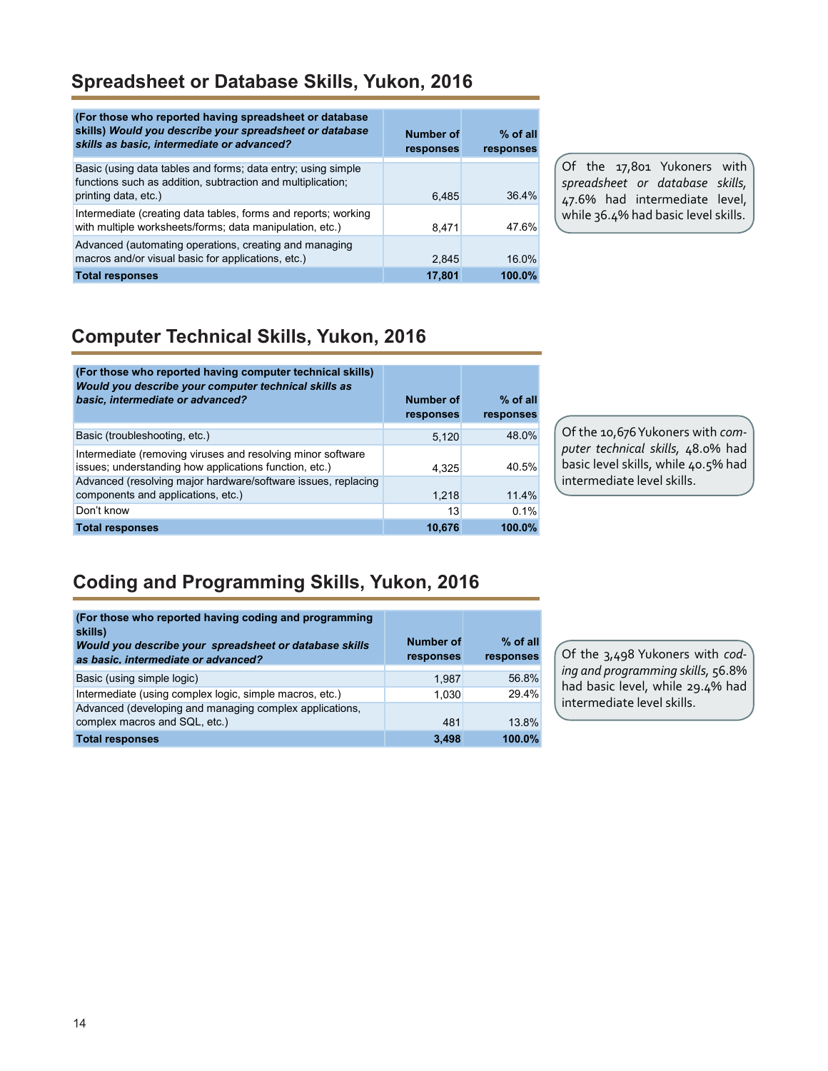## Spreadsheet or Database Skills, Yukon, 2016

| **(For those who reported having spreadsheet or database skills)** ***Would you describe your spreadsheet or database skills as basic, intermediate or advanced?*** | **Number of responses** | **% of all responses** |
|---|---|---|
| Basic (using data tables and forms; data entry; using simple functions such as addition, subtraction and multiplication; printing data, etc.) | 6,485 | 36.4% |
| Intermediate (creating data tables, forms and reports; working with multiple worksheets/forms; data manipulation, etc.) | 8,471 | 47.6% |
| Advanced (automating operations, creating and managing macros and/or visual basic for applications, etc.) | 2,845 | 16.0% |
| **Total responses** | **17,801** | **100.0%** |

Of the 17,801 Yukoners with *spreadsheet or database skills*, 47.6% had intermediate level, while 36.4% had basic level skills.

## Computer Technical Skills, Yukon, 2016

| **(For those who reported having computer technical skills)** ***Would you describe your computer technical skills as basic, intermediate or advanced?*** | **Number of responses** | **% of all responses** |
|---|---|---|
| Basic (troubleshooting, etc.) | 5,120 | 48.0% |
| Intermediate (removing viruses and resolving minor software issues; understanding how applications function, etc.) | 4,325 | 40.5% |
| Advanced (resolving major hardware/software issues, replacing components and applications, etc.) | 1,218 | 11.4% |
| Don't know | 13 | 0.1% |
| **Total responses** | **10,676** | **100.0%** |

Of the 10,676 Yukoners with *computer technical skills*, 48.0% had basic level skills, while 40.5% had intermediate level skills.

## Coding and Programming Skills, Yukon, 2016

| **(For those who reported having coding and programming skills)** ***Would you describe your spreadsheet or database skills as basic, intermediate or advanced?*** | **Number of responses** | **% of all responses** |
|---|---|---|
| Basic (using simple logic) | 1,987 | 56.8% |
| Intermediate (using complex logic, simple macros, etc.) | 1,030 | 29.4% |
| Advanced (developing and managing complex applications, complex macros and SQL, etc.) | 481 | 13.8% |
| **Total responses** | **3,498** | **100.0%** |

Of the 3,498 Yukoners with *coding and programming skills*, 56.8% had basic level, while 29.4% had intermediate level skills.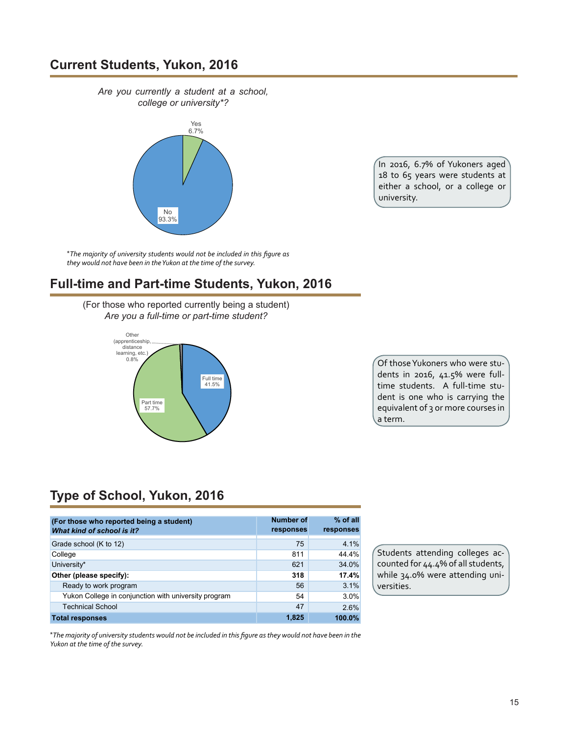## Current Students, Yukon, 2016

*Are you currently a student at a school, college or university*?*

Yes 6.7%

No 93.3%

**The majority of university students would not be included in this figure as they would not have been in the Yukon at the time of the survey.*

In 2016, 6.7% of Yukoners aged 18 to 65 years were students at either a school, or a college or university.

## Full-time and Part-time Students, Yukon, 2016

(For those who reported currently being a student)
*Are you a full-time or part-time student?*

Other (apprenticeship, distance learning, etc.) 0.8%

Full time 41.5%

Part time 57.7%

Of those Yukoners who were students in 2016, 41.5% were full-time students. A full-time student is one who is carrying the equivalent of 3 or more courses in a term.

## Type of School, Yukon, 2016

| **(For those who reported being a student)** ***What kind of school is it?*** | **Number of responses** | **% of all responses** |
|---|---|---|
| Grade school (K to 12) | 75 | 4.1% |
| College | 811 | 44.4% |
| University* | 621 | 34.0% |
| **Other (please specify):** | **318** | **17.4%** |
| Ready to work program | 56 | 3.1% |
| Yukon College in conjunction with university program | 54 | 3.0% |
| Technical School | 47 | 2.6% |
| **Total responses** | **1,825** | **100.0%** |

**The majority of university students would not be included in this figure as they would not have been in the Yukon at the time of the survey.*

Students attending colleges accounted for 44.4% of all students, while 34.0% were attending universities.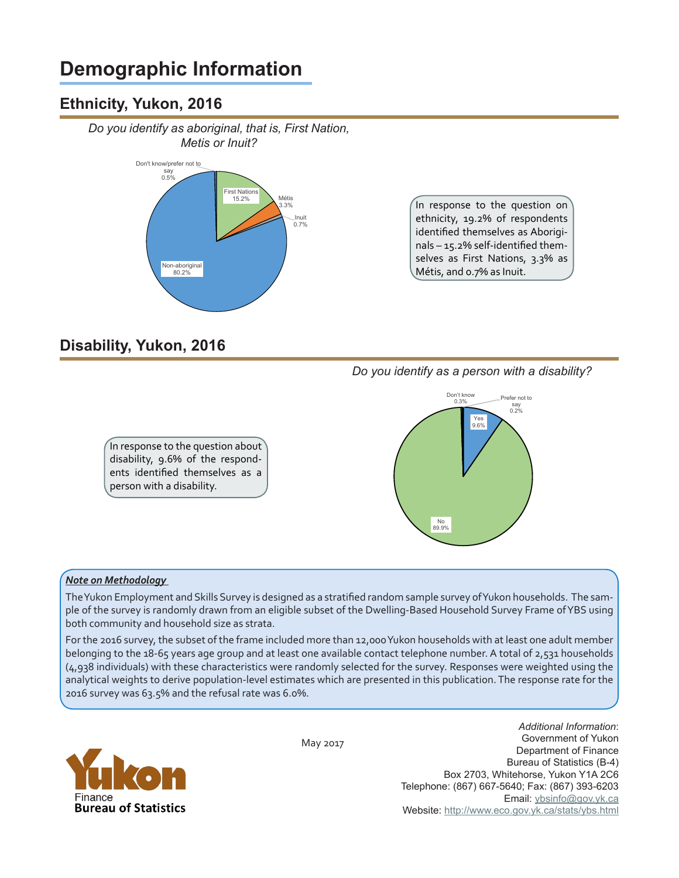# Demographic Information

## Ethnicity, Yukon, 2016

*Do you identify as aboriginal, that is, First Nation, Metis or Inuit?*

Don't know/prefer not to say 0.5%
First Nations 15.2%
Métis 3.3%
Inuit 0.7%
Non-aboriginal 80.2%

In response to the question on ethnicity, 19.2% of respondents identified themselves as Aboriginals – 15.2% self-identified themselves as First Nations, 3.3% as Métis, and 0.7% as Inuit.

## Disability, Yukon, 2016

*Do you identify as a person with a disability?*

Don't know 0.3%
Prefer not to say 0.2%
Yes 9.6%
No 89.9%

In response to the question about disability, 9.6% of the respondents identified themselves as a person with a disability.

***Note on Methodology***

The Yukon Employment and Skills Survey is designed as a stratified random sample survey of Yukon households. The sample of the survey is randomly drawn from an eligible subset of the Dwelling-Based Household Survey Frame of YBS using both community and household size as strata.

For the 2016 survey, the subset of the frame included more than 12,000 Yukon households with at least one adult member belonging to the 18-65 years age group and at least one available contact telephone number. A total of 2,531 households (4,938 individuals) with these characteristics were randomly selected for the survey. Responses were weighted using the analytical weights to derive population-level estimates which are presented in this publication. The response rate for the 2016 survey was 63.5% and the refusal rate was 6.0%.

Yukon
Finance
**Bureau of Statistics**

May 2017

*Additional Information*:
Government of Yukon
Department of Finance
Bureau of Statistics (B-4)
Box 2703, Whitehorse, Yukon Y1A 2C6
Telephone: (867) 667-5640; Fax: (867) 393-6203
Email: ybsinfo@gov.yk.ca
Website: http://www.eco.gov.yk.ca/stats/ybs.html